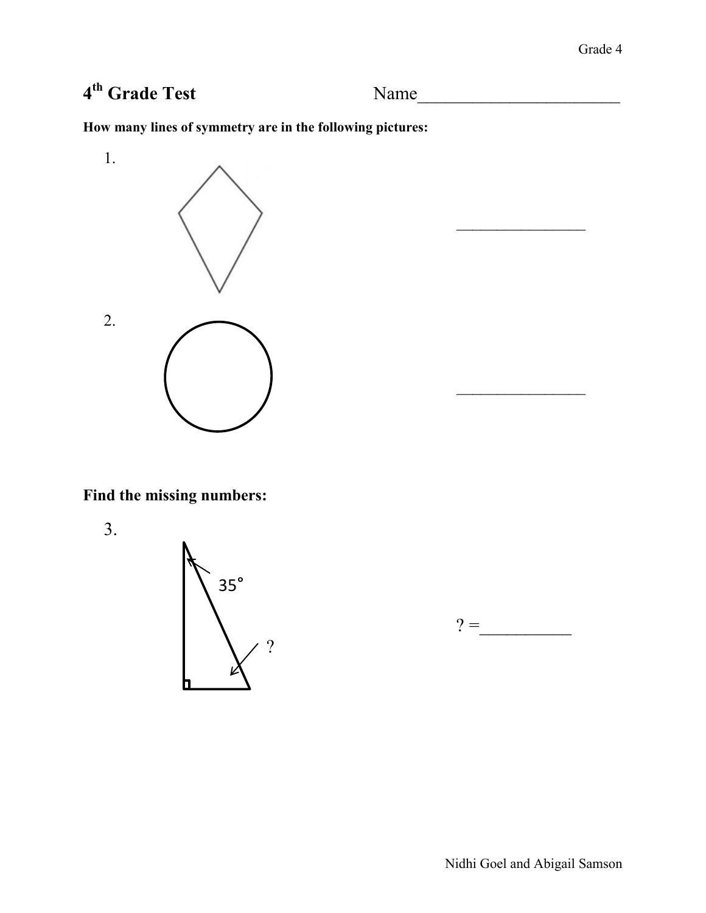# 4th Grade Test

Name_______________________

**How many lines of symmetry are in the following pictures:**

1. _______________

2. _______________

**Find the missing numbers:**

3. 35°

?

? =__________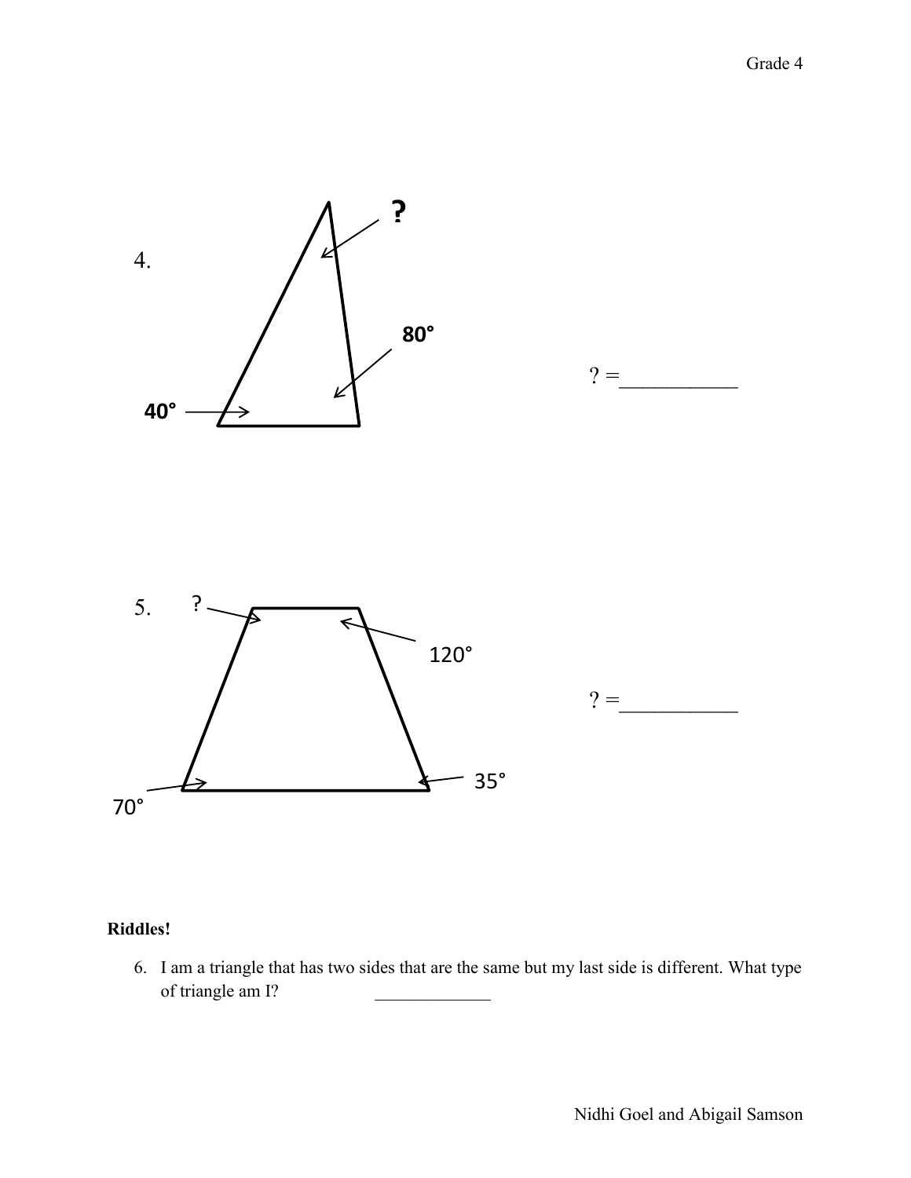4.

?

80°

40°

? =___________

5.

?

120°

70°

35°

? =___________

**Riddles!**

6. I am a triangle that has two sides that are the same but my last side is different. What type of triangle am I? _____________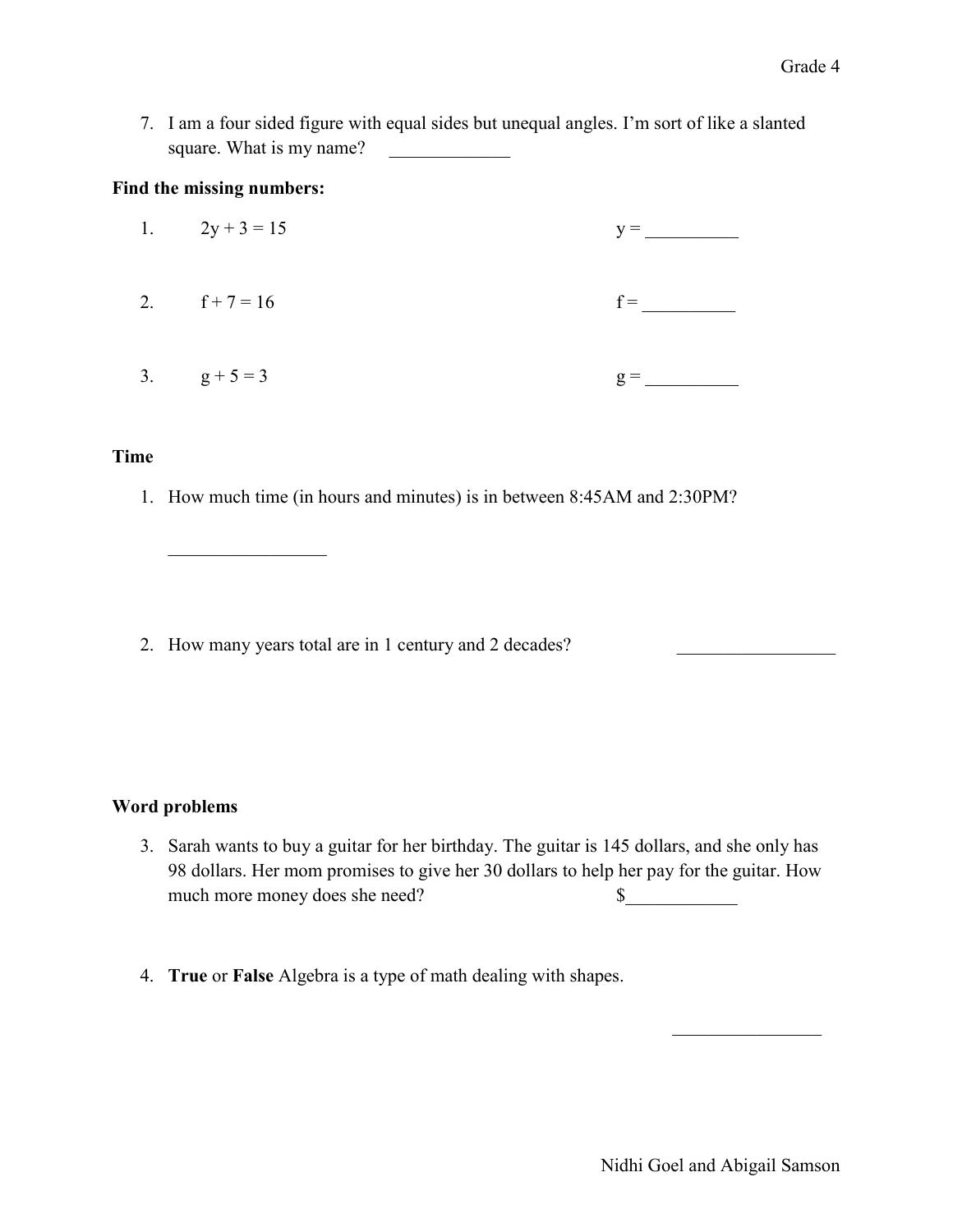7. I am a four sided figure with equal sides but unequal angles. I'm sort of like a slanted square. What is my name? _____________

**Find the missing numbers:**

1. $2y + 3 = 15$ $y =$ __________

2. $f + 7 = 16$ $f =$ __________

3. $g + 5 = 3$ $g =$ __________

**Time**

1. How much time (in hours and minutes) is in between 8:45AM and 2:30PM?

   _________________

2. How many years total are in 1 century and 2 decades? _________________

**Word problems**

3. Sarah wants to buy a guitar for her birthday. The guitar is 145 dollars, and she only has 98 dollars. Her mom promises to give her 30 dollars to help her pay for the guitar. How much more money does she need? $____________

4. **True** or **False** Algebra is a type of math dealing with shapes.

   ________________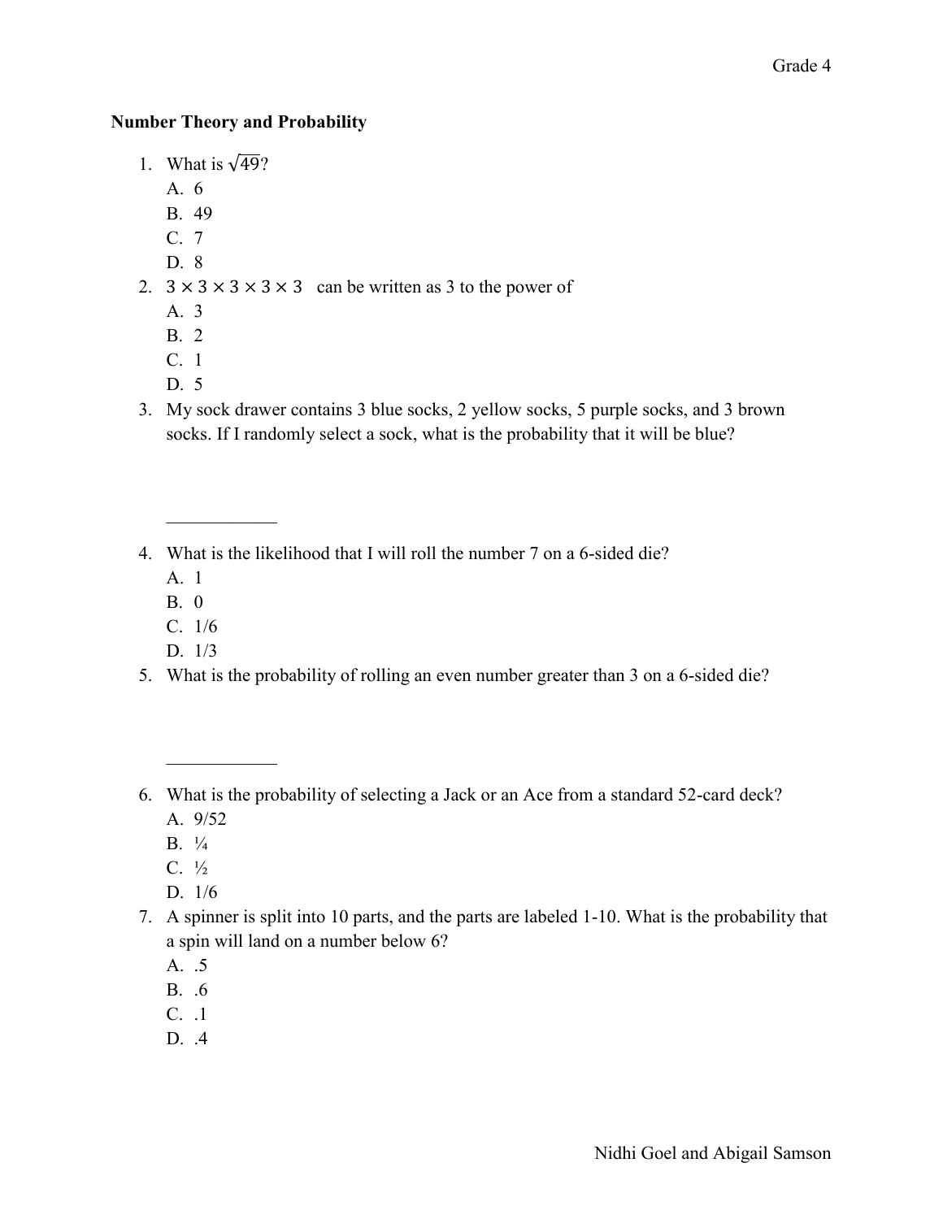## Number Theory and Probability

1. What is $\sqrt{49}$?
   A. 6
   B. 49
   C. 7
   D. 8
2. $3 \times 3 \times 3 \times 3 \times 3$ can be written as 3 to the power of
   A. 3
   B. 2
   C. 1
   D. 5
3. My sock drawer contains 3 blue socks, 2 yellow socks, 5 purple socks, and 3 brown socks. If I randomly select a sock, what is the probability that it will be blue?

   ____________

4. What is the likelihood that I will roll the number 7 on a 6-sided die?
   A. 1
   B. 0
   C. 1/6
   D. 1/3
5. What is the probability of rolling an even number greater than 3 on a 6-sided die?

   ____________

6. What is the probability of selecting a Jack or an Ace from a standard 52-card deck?
   A. 9/52
   B. ¼
   C. ½
   D. 1/6
7. A spinner is split into 10 parts, and the parts are labeled 1-10. What is the probability that a spin will land on a number below 6?
   A. .5
   B. .6
   C. .1
   D. .4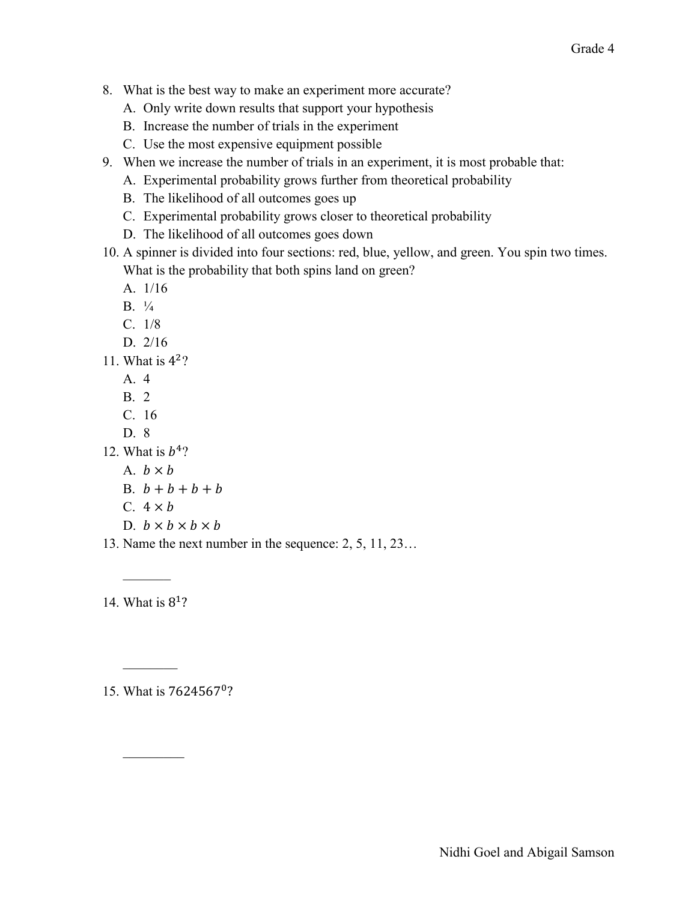8. What is the best way to make an experiment more accurate?
   A. Only write down results that support your hypothesis
   B. Increase the number of trials in the experiment
   C. Use the most expensive equipment possible
9. When we increase the number of trials in an experiment, it is most probable that:
   A. Experimental probability grows further from theoretical probability
   B. The likelihood of all outcomes goes up
   C. Experimental probability grows closer to theoretical probability
   D. The likelihood of all outcomes goes down
10. A spinner is divided into four sections: red, blue, yellow, and green. You spin two times. What is the probability that both spins land on green?
    A. 1/16
    B. ¼
    C. 1/8
    D. 2/16
11. What is $4^2$?
    A. 4
    B. 2
    C. 16
    D. 8
12. What is $b^4$?
    A. $b \times b$
    B. $b + b + b + b$
    C. $4 \times b$
    D. $b \times b \times b \times b$
13. Name the next number in the sequence: 2, 5, 11, 23…

    _______

14. What is $8^1$?

    ________

15. What is $7624567^0$?

    _________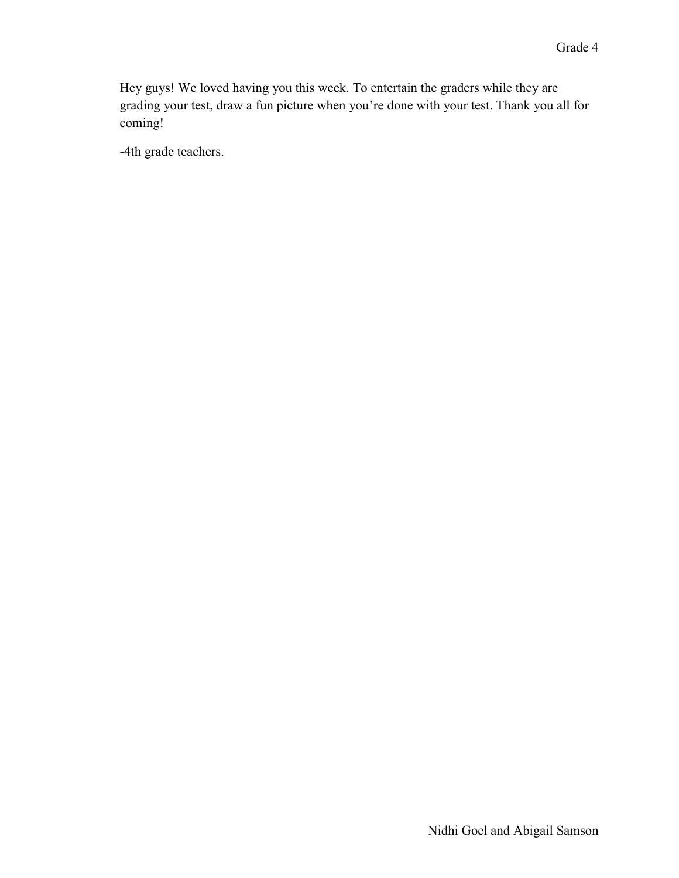Hey guys! We loved having you this week. To entertain the graders while they are grading your test, draw a fun picture when you're done with your test. Thank you all for coming!

-4th grade teachers.